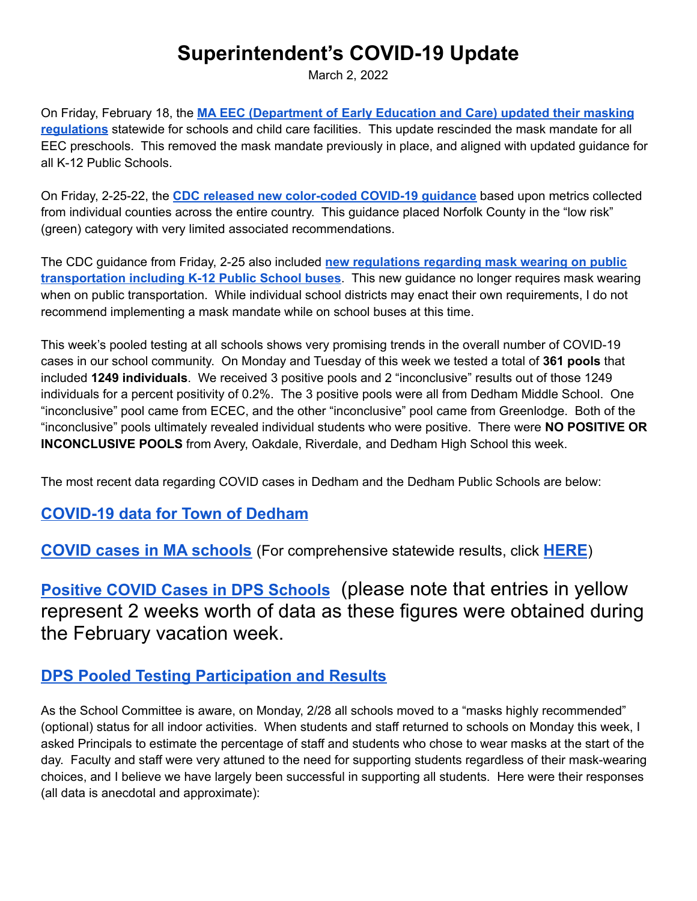# Superintendent's COVID-19 Update

March 2, 2022

On Friday, February 18, the **MA EEC (Department of Early Education and Care) updated their masking regulations** statewide for schools and child care facilities. This update rescinded the mask mandate for all EEC preschools. This removed the mask mandate previously in place, and aligned with updated guidance for all K-12 Public Schools.

On Friday, 2-25-22, the **CDC released new color-coded COVID-19 guidance** based upon metrics collected from individual counties across the entire country. This guidance placed Norfolk County in the "low risk" (green) category with very limited associated recommendations.

The CDC guidance from Friday, 2-25 also included **new regulations regarding mask wearing on public transportation including K-12 Public School buses**. This new guidance no longer requires mask wearing when on public transportation. While individual school districts may enact their own requirements, I do not recommend implementing a mask mandate while on school buses at this time.

This week's pooled testing at all schools shows very promising trends in the overall number of COVID-19 cases in our school community. On Monday and Tuesday of this week we tested a total of **361 pools** that included **1249 individuals**. We received 3 positive pools and 2 "inconclusive" results out of those 1249 individuals for a percent positivity of 0.2%. The 3 positive pools were all from Dedham Middle School. One "inconclusive" pool came from ECEC, and the other "inconclusive" pool came from Greenlodge. Both of the "inconclusive" pools ultimately revealed individual students who were positive. There were **NO POSITIVE OR INCONCLUSIVE POOLS** from Avery, Oakdale, Riverdale, and Dedham High School this week.

The most recent data regarding COVID cases in Dedham and the Dedham Public Schools are below:

## COVID-19 data for Town of Dedham

## COVID cases in MA schools (For comprehensive statewide results, click HERE)

## Positive COVID Cases in DPS Schools (please note that entries in yellow represent 2 weeks worth of data as these figures were obtained during the February vacation week.

## DPS Pooled Testing Participation and Results

As the School Committee is aware, on Monday, 2/28 all schools moved to a "masks highly recommended" (optional) status for all indoor activities. When students and staff returned to schools on Monday this week, I asked Principals to estimate the percentage of staff and students who chose to wear masks at the start of the day. Faculty and staff were very attuned to the need for supporting students regardless of their mask-wearing choices, and I believe we have largely been successful in supporting all students. Here were their responses (all data is anecdotal and approximate):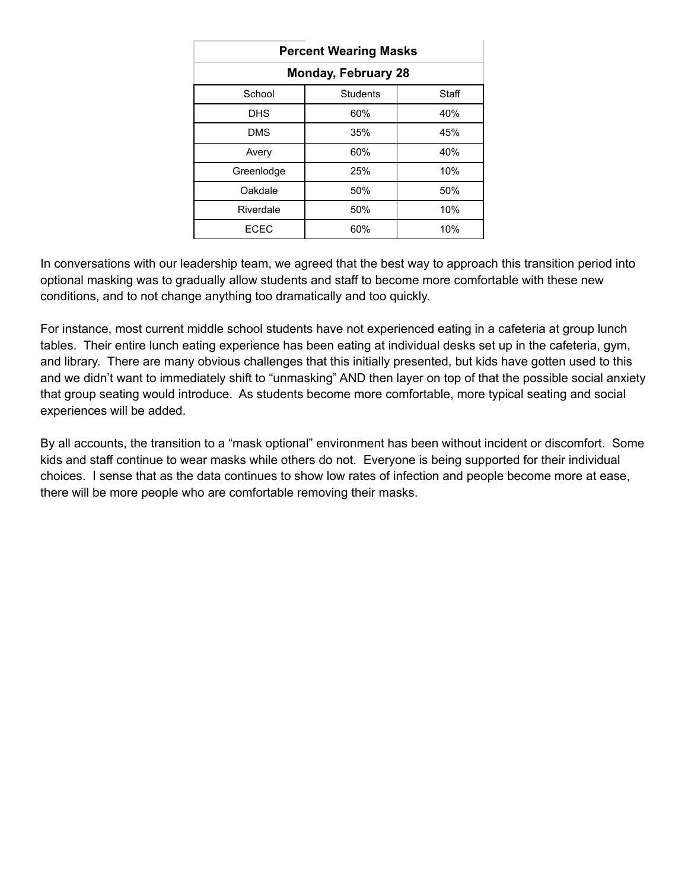| Percent Wearing Masks | | |
| --- | --- | --- |
| Monday, February 28 | | |
| School | Students | Staff |
| DHS | 60% | 40% |
| DMS | 35% | 45% |
| Avery | 60% | 40% |
| Greenlodge | 25% | 10% |
| Oakdale | 50% | 50% |
| Riverdale | 50% | 10% |
| ECEC | 60% | 10% |

In conversations with our leadership team, we agreed that the best way to approach this transition period into optional masking was to gradually allow students and staff to become more comfortable with these new conditions, and to not change anything too dramatically and too quickly.

For instance, most current middle school students have not experienced eating in a cafeteria at group lunch tables. Their entire lunch eating experience has been eating at individual desks set up in the cafeteria, gym, and library. There are many obvious challenges that this initially presented, but kids have gotten used to this and we didn't want to immediately shift to "unmasking" AND then layer on top of that the possible social anxiety that group seating would introduce. As students become more comfortable, more typical seating and social experiences will be added.

By all accounts, the transition to a "mask optional" environment has been without incident or discomfort. Some kids and staff continue to wear masks while others do not. Everyone is being supported for their individual choices. I sense that as the data continues to show low rates of infection and people become more at ease, there will be more people who are comfortable removing their masks.